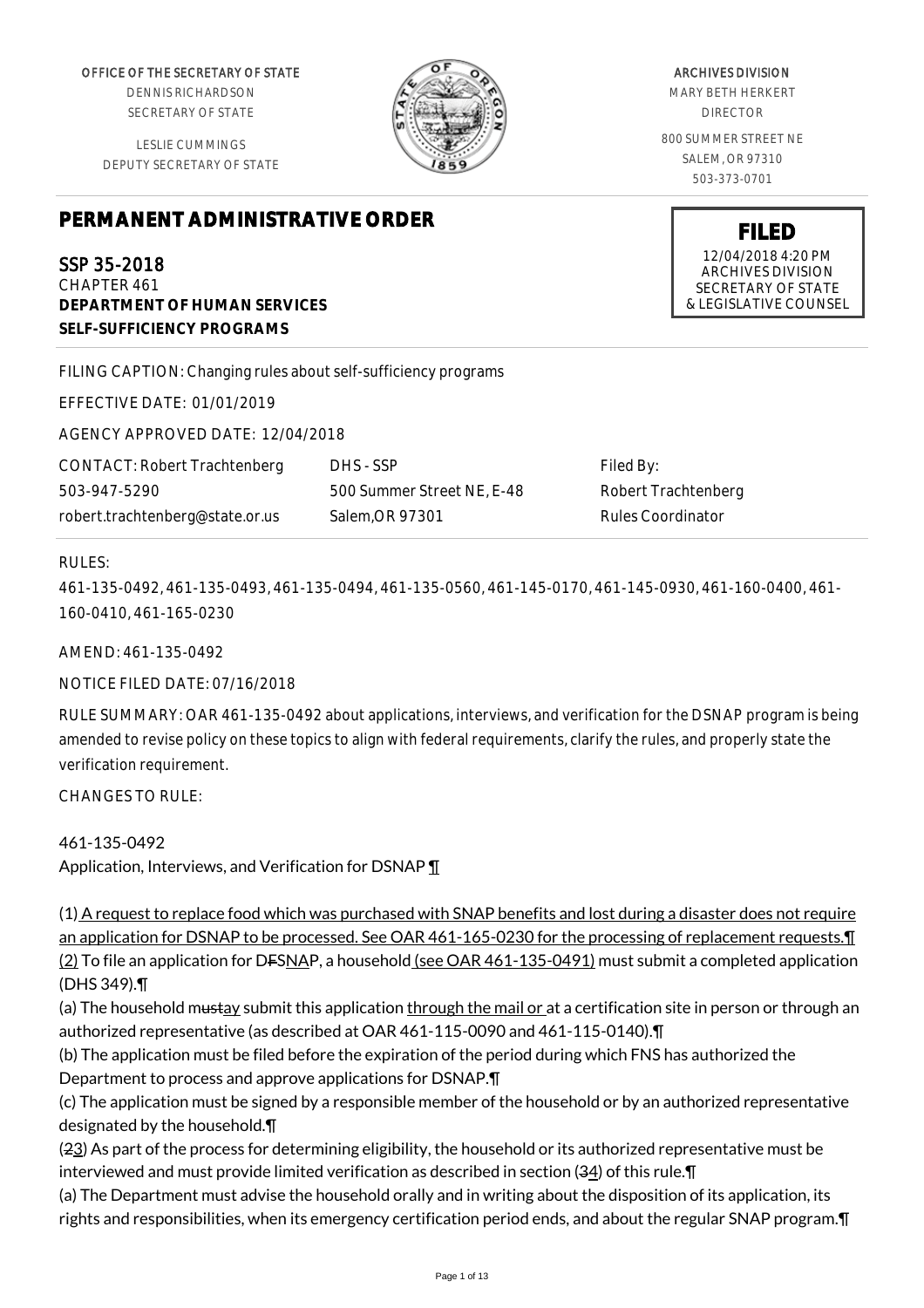OFFICE OF THE SECRETARY OF STATE
DENNIS RICHARDSON
SECRETARY OF STATE

LESLIE CUMMINGS
DEPUTY SECRETARY OF STATE

ARCHIVES DIVISION
MARY BETH HERKERT
DIRECTOR

800 SUMMER STREET NE
SALEM, OR 97310
503-373-0701

**FILED**
12/04/2018 4:20 PM
ARCHIVES DIVISION
SECRETARY OF STATE
& LEGISLATIVE COUNSEL

# PERMANENT ADMINISTRATIVE ORDER

SSP 35-2018
CHAPTER 461
**DEPARTMENT OF HUMAN SERVICES**
**SELF-SUFFICIENCY PROGRAMS**

FILING CAPTION: Changing rules about self-sufficiency programs

EFFECTIVE DATE: 01/01/2019

AGENCY APPROVED DATE: 12/04/2018

| CONTACT: Robert Trachtenberg | DHS - SSP | Filed By: |
|---|---|---|
| 503-947-5290 | 500 Summer Street NE, E-48 | Robert Trachtenberg |
| robert.trachtenberg@state.or.us | Salem,OR 97301 | Rules Coordinator |

RULES:

461-135-0492, 461-135-0493, 461-135-0494, 461-135-0560, 461-145-0170, 461-145-0930, 461-160-0400, 461-160-0410, 461-165-0230

AMEND: 461-135-0492

NOTICE FILED DATE: 07/16/2018

RULE SUMMARY: OAR 461-135-0492 about applications, interviews, and verification for the DSNAP program is being amended to revise policy on these topics to align with federal requirements, clarify the rules, and properly state the verification requirement.

CHANGES TO RULE:

461-135-0492
Application, Interviews, and Verification for DSNAP ¶

(1) A request to replace food which was purchased with SNAP benefits and lost during a disaster does not require an application for DSNAP to be processed. See OAR 461-165-0230 for the processing of replacement requests.¶
(2) To file an application for DFSNAP, a household (see OAR 461-135-0491) must submit a completed application (DHS 349).¶
(a) The household mustay submit this application through the mail or at a certification site in person or through an authorized representative (as described at OAR 461-115-0090 and 461-115-0140).¶
(b) The application must be filed before the expiration of the period during which FNS has authorized the Department to process and approve applications for DSNAP.¶
(c) The application must be signed by a responsible member of the household or by an authorized representative designated by the household.¶
(23) As part of the process for determining eligibility, the household or its authorized representative must be interviewed and must provide limited verification as described in section (34) of this rule.¶
(a) The Department must advise the household orally and in writing about the disposition of its application, its rights and responsibilities, when its emergency certification period ends, and about the regular SNAP program.¶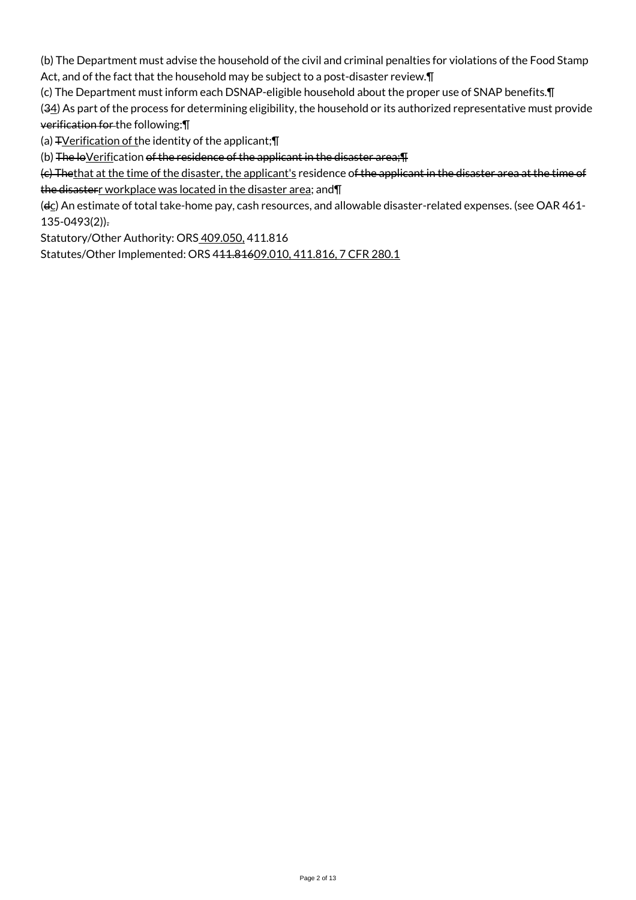(b) The Department must advise the household of the civil and criminal penalties for violations of the Food Stamp Act, and of the fact that the household may be subject to a post-disaster review.¶

(c) The Department must inform each DSNAP-eligible household about the proper use of SNAP benefits.¶

(~~3~~<u>4</u>) As part of the process for determining eligibility, the household or its authorized representative must provide ~~verification for~~ the following:¶

(a) ~~T~~<u>Verification of t</u>he identity of the applicant;¶

(b) ~~The lo~~<u>Verifi</u>cation ~~of the residence of the applicant in the disaster area;¶~~

~~(c) The~~<u>that at the time of the disaster, the applicant's</u> residence o~~f the applicant in the disaster area at the time of the disaster~~<u>r workplace was located in the disaster area</u>; and¶

(~~d~~<u>c</u>) An estimate of total take-home pay, cash resources, and allowable disaster-related expenses. (see OAR 461-135-0493(2))~~.~~

Statutory/Other Authority: ORS <u>409.050,</u> 411.816

Statutes/Other Implemented: ORS 4~~11.816~~<u>09.010, 411.816, 7 CFR 280.1</u>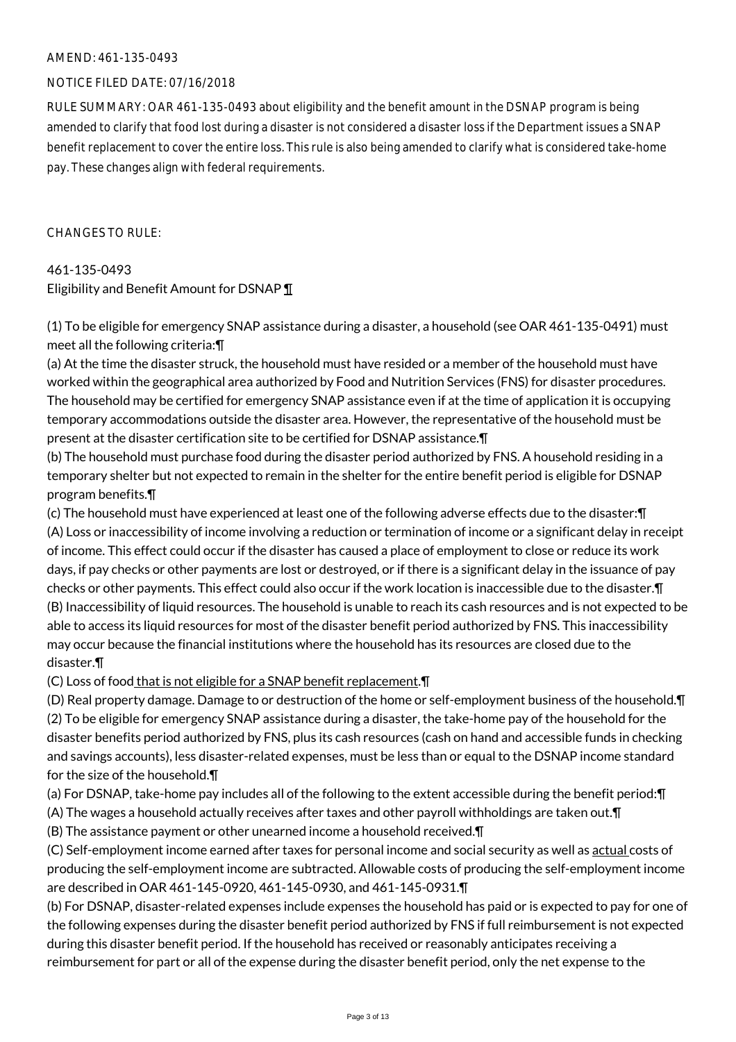AMEND: 461-135-0493

NOTICE FILED DATE: 07/16/2018

RULE SUMMARY: OAR 461-135-0493 about eligibility and the benefit amount in the DSNAP program is being amended to clarify that food lost during a disaster is not considered a disaster loss if the Department issues a SNAP benefit replacement to cover the entire loss. This rule is also being amended to clarify what is considered take-home pay. These changes align with federal requirements.

CHANGES TO RULE:

461-135-0493
Eligibility and Benefit Amount for DSNAP ¶

(1) To be eligible for emergency SNAP assistance during a disaster, a household (see OAR 461-135-0491) must meet all the following criteria:¶
(a) At the time the disaster struck, the household must have resided or a member of the household must have worked within the geographical area authorized by Food and Nutrition Services (FNS) for disaster procedures. The household may be certified for emergency SNAP assistance even if at the time of application it is occupying temporary accommodations outside the disaster area. However, the representative of the household must be present at the disaster certification site to be certified for DSNAP assistance.¶
(b) The household must purchase food during the disaster period authorized by FNS. A household residing in a temporary shelter but not expected to remain in the shelter for the entire benefit period is eligible for DSNAP program benefits.¶
(c) The household must have experienced at least one of the following adverse effects due to the disaster:¶
(A) Loss or inaccessibility of income involving a reduction or termination of income or a significant delay in receipt of income. This effect could occur if the disaster has caused a place of employment to close or reduce its work days, if pay checks or other payments are lost or destroyed, or if there is a significant delay in the issuance of pay checks or other payments. This effect could also occur if the work location is inaccessible due to the disaster.¶
(B) Inaccessibility of liquid resources. The household is unable to reach its cash resources and is not expected to be able to access its liquid resources for most of the disaster benefit period authorized by FNS. This inaccessibility may occur because the financial institutions where the household has its resources are closed due to the disaster.¶
(C) Loss of food that is not eligible for a SNAP benefit replacement.¶
(D) Real property damage. Damage to or destruction of the home or self-employment business of the household.¶
(2) To be eligible for emergency SNAP assistance during a disaster, the take-home pay of the household for the disaster benefits period authorized by FNS, plus its cash resources (cash on hand and accessible funds in checking and savings accounts), less disaster-related expenses, must be less than or equal to the DSNAP income standard for the size of the household.¶
(a) For DSNAP, take-home pay includes all of the following to the extent accessible during the benefit period:¶
(A) The wages a household actually receives after taxes and other payroll withholdings are taken out.¶
(B) The assistance payment or other unearned income a household received.¶
(C) Self-employment income earned after taxes for personal income and social security as well as actual costs of producing the self-employment income are subtracted. Allowable costs of producing the self-employment income are described in OAR 461-145-0920, 461-145-0930, and 461-145-0931.¶
(b) For DSNAP, disaster-related expenses include expenses the household has paid or is expected to pay for one of the following expenses during the disaster benefit period authorized by FNS if full reimbursement is not expected during this disaster benefit period. If the household has received or reasonably anticipates receiving a reimbursement for part or all of the expense during the disaster benefit period, only the net expense to the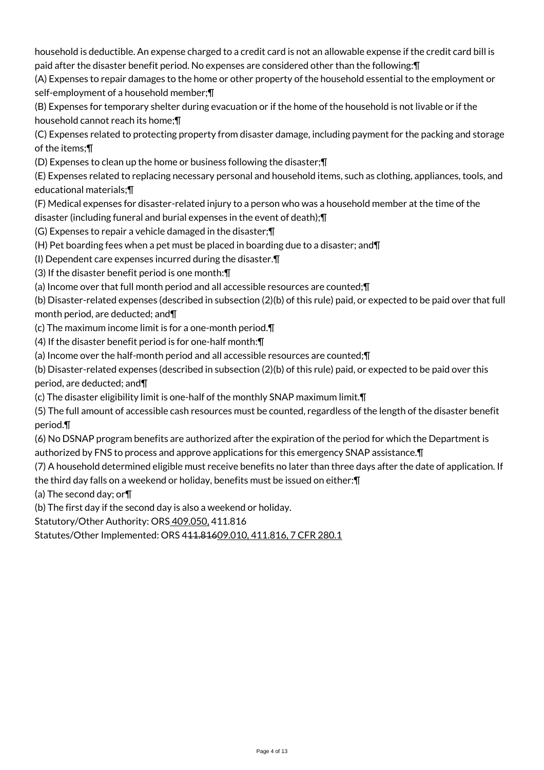household is deductible. An expense charged to a credit card is not an allowable expense if the credit card bill is paid after the disaster benefit period. No expenses are considered other than the following:¶

(A) Expenses to repair damages to the home or other property of the household essential to the employment or self-employment of a household member;¶

(B) Expenses for temporary shelter during evacuation or if the home of the household is not livable or if the household cannot reach its home;¶

(C) Expenses related to protecting property from disaster damage, including payment for the packing and storage of the items;¶

(D) Expenses to clean up the home or business following the disaster;¶

(E) Expenses related to replacing necessary personal and household items, such as clothing, appliances, tools, and educational materials;¶

(F) Medical expenses for disaster-related injury to a person who was a household member at the time of the disaster (including funeral and burial expenses in the event of death);¶

(G) Expenses to repair a vehicle damaged in the disaster;¶

(H) Pet boarding fees when a pet must be placed in boarding due to a disaster; and¶

(I) Dependent care expenses incurred during the disaster.¶

(3) If the disaster benefit period is one month:¶

(a) Income over that full month period and all accessible resources are counted;¶

(b) Disaster-related expenses (described in subsection (2)(b) of this rule) paid, or expected to be paid over that full month period, are deducted; and¶

(c) The maximum income limit is for a one-month period.¶

(4) If the disaster benefit period is for one-half month:¶

(a) Income over the half-month period and all accessible resources are counted;¶

(b) Disaster-related expenses (described in subsection (2)(b) of this rule) paid, or expected to be paid over this period, are deducted; and¶

(c) The disaster eligibility limit is one-half of the monthly SNAP maximum limit.¶

(5) The full amount of accessible cash resources must be counted, regardless of the length of the disaster benefit period.¶

(6) No DSNAP program benefits are authorized after the expiration of the period for which the Department is authorized by FNS to process and approve applications for this emergency SNAP assistance.¶

(7) A household determined eligible must receive benefits no later than three days after the date of application. If the third day falls on a weekend or holiday, benefits must be issued on either:¶

(a) The second day; or¶

(b) The first day if the second day is also a weekend or holiday.

Statutory/Other Authority: ORS <u>409.050,</u> 411.816

Statutes/Other Implemented: ORS 4~~11.816~~<u>09.010, 411.816, 7 CFR 280.1</u>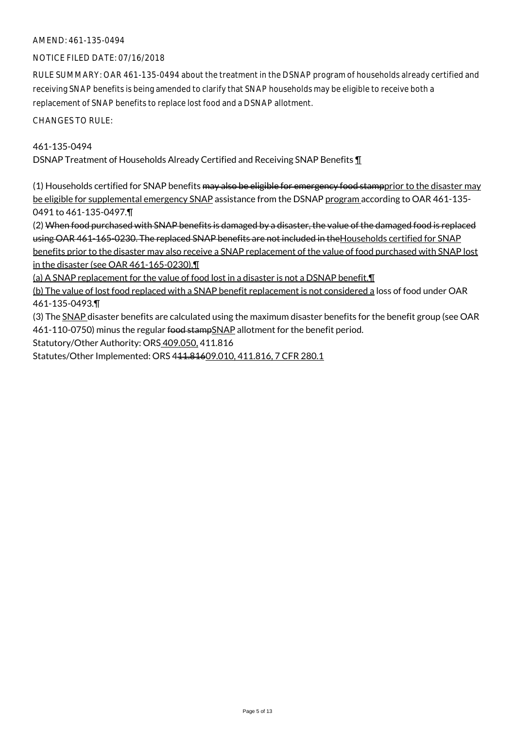AMEND: 461-135-0494

NOTICE FILED DATE: 07/16/2018

RULE SUMMARY: OAR 461-135-0494 about the treatment in the DSNAP program of households already certified and receiving SNAP benefits is being amended to clarify that SNAP households may be eligible to receive both a replacement of SNAP benefits to replace lost food and a DSNAP allotment.

CHANGES TO RULE:

461-135-0494

DSNAP Treatment of Households Already Certified and Receiving SNAP Benefits ¶

(1) Households certified for SNAP benefits ~~may also be eligible for emergency food stamp~~<u>prior to the disaster may be eligible for supplemental emergency SNAP</u> assistance from the DSNAP <u>program</u> according to OAR 461-135-0491 to 461-135-0497.¶

(2) ~~When food purchased with SNAP benefits is damaged by a disaster, the value of the damaged food is replaced using OAR 461-165-0230. The replaced SNAP benefits are not included in the~~<u>Households certified for SNAP benefits prior to the disaster may also receive a SNAP replacement of the value of food purchased with SNAP lost in the disaster (see OAR 461-165-0230).¶</u>

<u>(a) A SNAP replacement for the value of food lost in a disaster is not a DSNAP benefit.¶</u>

<u>(b) The value of lost food replaced with a SNAP benefit replacement is not considered a</u> loss of food under OAR 461-135-0493.¶

(3) The <u>SNAP</u> disaster benefits are calculated using the maximum disaster benefits for the benefit group (see OAR 461-110-0750) minus the regular ~~food stamp~~<u>SNAP</u> allotment for the benefit period.

Statutory/Other Authority: ORS <u>409.050,</u> 411.816

Statutes/Other Implemented: ORS 4~~11.816~~<u>09.010, 411.816, 7 CFR 280.1</u>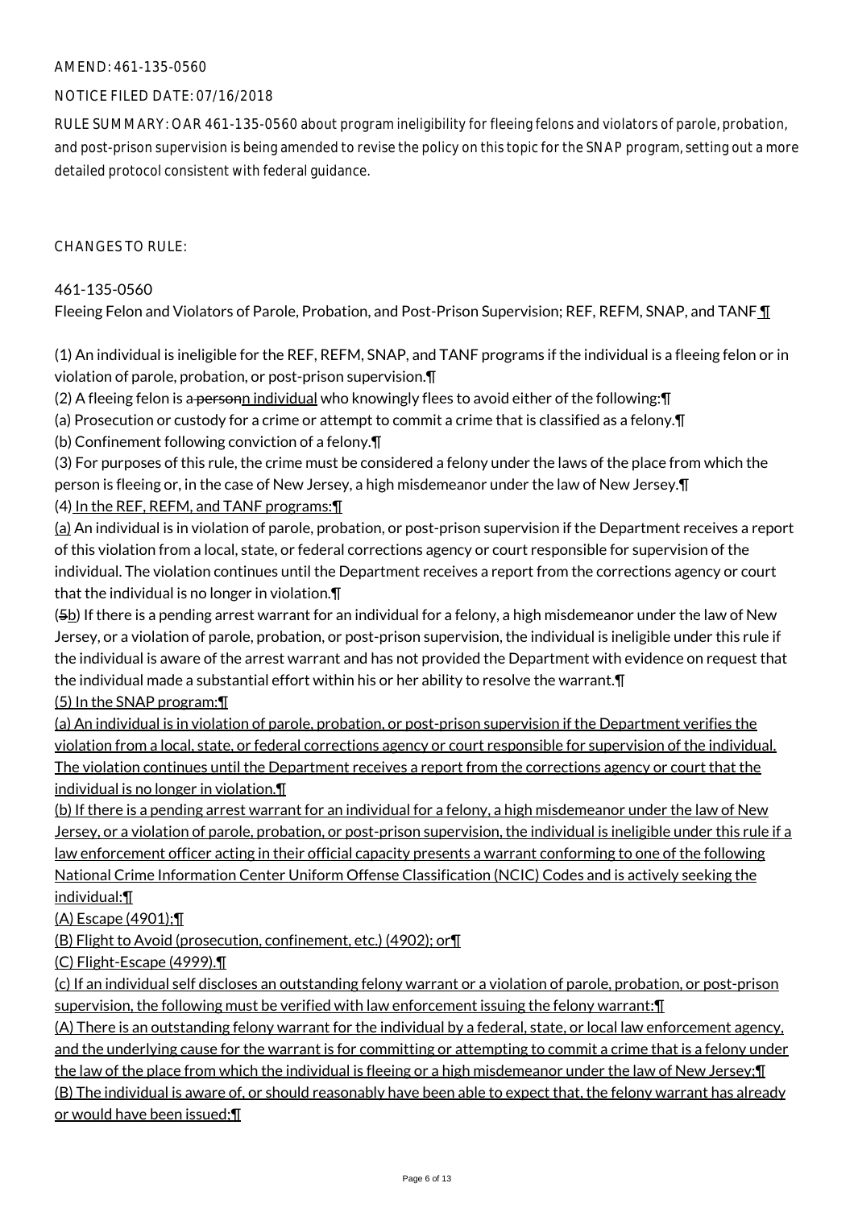AMEND: 461-135-0560

NOTICE FILED DATE: 07/16/2018

RULE SUMMARY: OAR 461-135-0560 about program ineligibility for fleeing felons and violators of parole, probation, and post-prison supervision is being amended to revise the policy on this topic for the SNAP program, setting out a more detailed protocol consistent with federal guidance.

CHANGES TO RULE:

461-135-0560

Fleeing Felon and Violators of Parole, Probation, and Post-Prison Supervision; REF, REFM, SNAP, and TANF ¶

(1) An individual is ineligible for the REF, REFM, SNAP, and TANF programs if the individual is a fleeing felon or in violation of parole, probation, or post-prison supervision.¶

(2) A fleeing felon is a ~~person~~n individual who knowingly flees to avoid either of the following:¶

(a) Prosecution or custody for a crime or attempt to commit a crime that is classified as a felony.¶

(b) Confinement following conviction of a felony.¶

(3) For purposes of this rule, the crime must be considered a felony under the laws of the place from which the person is fleeing or, in the case of New Jersey, a high misdemeanor under the law of New Jersey.¶

(4) In the REF, REFM, and TANF programs:¶

(a) An individual is in violation of parole, probation, or post-prison supervision if the Department receives a report of this violation from a local, state, or federal corrections agency or court responsible for supervision of the individual. The violation continues until the Department receives a report from the corrections agency or court that the individual is no longer in violation.¶

(~~5~~b) If there is a pending arrest warrant for an individual for a felony, a high misdemeanor under the law of New Jersey, or a violation of parole, probation, or post-prison supervision, the individual is ineligible under this rule if the individual is aware of the arrest warrant and has not provided the Department with evidence on request that the individual made a substantial effort within his or her ability to resolve the warrant.¶

(5) In the SNAP program:¶

(a) An individual is in violation of parole, probation, or post-prison supervision if the Department verifies the violation from a local, state, or federal corrections agency or court responsible for supervision of the individual. The violation continues until the Department receives a report from the corrections agency or court that the individual is no longer in violation.¶

(b) If there is a pending arrest warrant for an individual for a felony, a high misdemeanor under the law of New Jersey, or a violation of parole, probation, or post-prison supervision, the individual is ineligible under this rule if a law enforcement officer acting in their official capacity presents a warrant conforming to one of the following National Crime Information Center Uniform Offense Classification (NCIC) Codes and is actively seeking the individual:¶

(A) Escape (4901);¶

(B) Flight to Avoid (prosecution, confinement, etc.) (4902); or¶

(C) Flight-Escape (4999).¶

(c) If an individual self discloses an outstanding felony warrant or a violation of parole, probation, or post-prison supervision, the following must be verified with law enforcement issuing the felony warrant:¶

(A) There is an outstanding felony warrant for the individual by a federal, state, or local law enforcement agency, and the underlying cause for the warrant is for committing or attempting to commit a crime that is a felony under the law of the place from which the individual is fleeing or a high misdemeanor under the law of New Jersey;¶

(B) The individual is aware of, or should reasonably have been able to expect that, the felony warrant has already or would have been issued;¶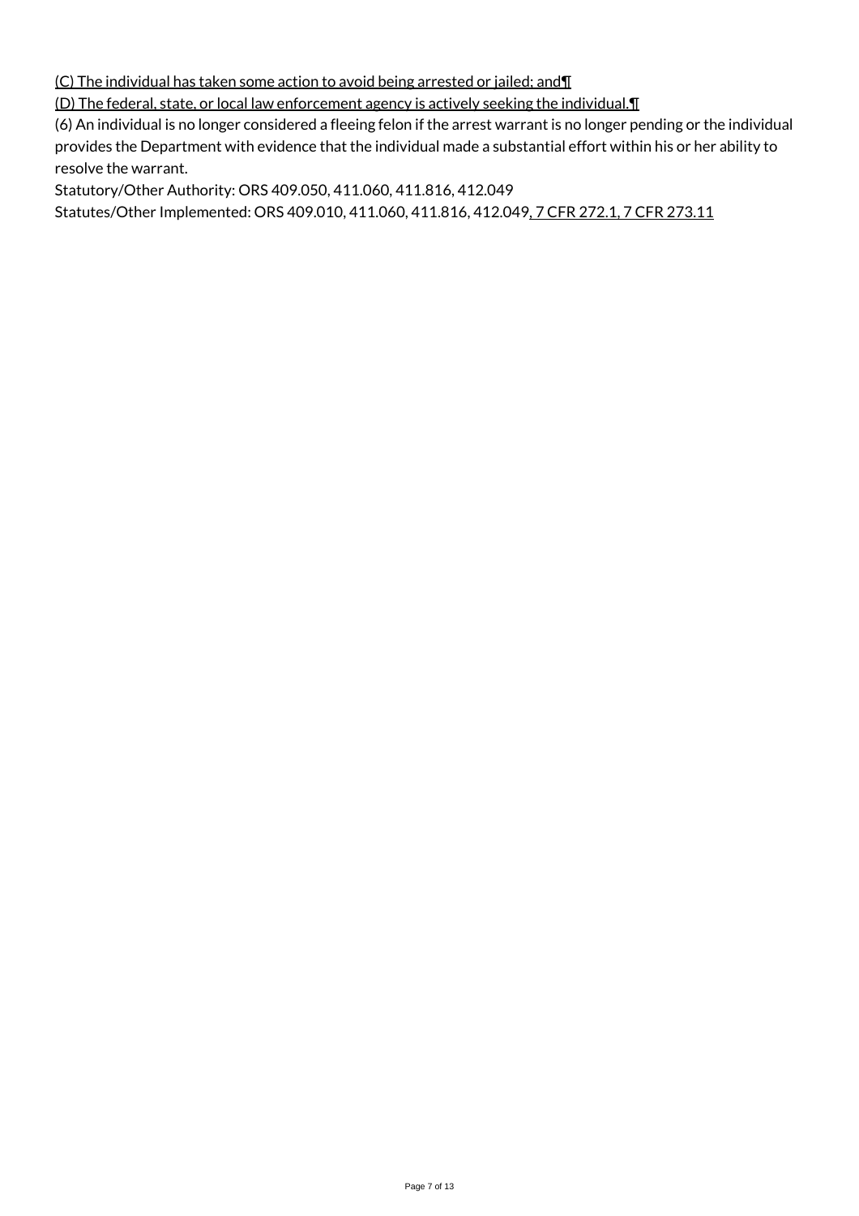(C) The individual has taken some action to avoid being arrested or jailed; and¶

(D) The federal, state, or local law enforcement agency is actively seeking the individual.¶

(6) An individual is no longer considered a fleeing felon if the arrest warrant is no longer pending or the individual provides the Department with evidence that the individual made a substantial effort within his or her ability to resolve the warrant.

Statutory/Other Authority: ORS 409.050, 411.060, 411.816, 412.049

Statutes/Other Implemented: ORS 409.010, 411.060, 411.816, 412.049, 7 CFR 272.1, 7 CFR 273.11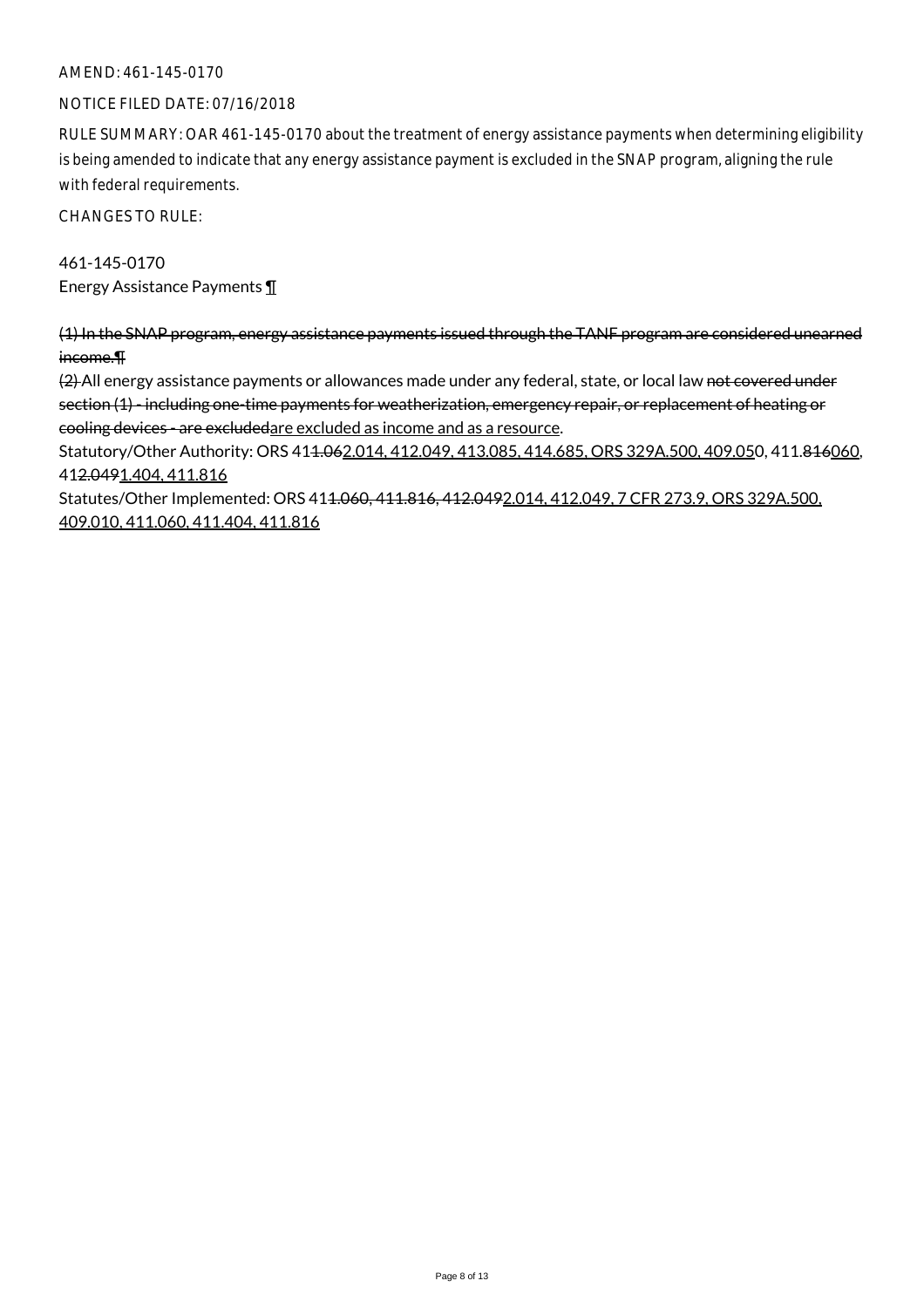AMEND: 461-145-0170

NOTICE FILED DATE: 07/16/2018

RULE SUMMARY: OAR 461-145-0170 about the treatment of energy assistance payments when determining eligibility is being amended to indicate that any energy assistance payment is excluded in the SNAP program, aligning the rule with federal requirements.

CHANGES TO RULE:

461-145-0170
Energy Assistance Payments ¶

~~(1) In the SNAP program, energy assistance payments issued through the TANF program are considered unearned income.¶~~
~~(2)~~ All energy assistance payments or allowances made under any federal, state, or local law ~~not covered under section (1) - including one-time payments for weatherization, emergency repair, or replacement of heating or cooling devices - are excluded~~are excluded as income and as a resource.
Statutory/Other Authority: ORS 41~~1.06~~2.014, 412.049, 413.085, 414.685, ORS 329A.500, 409.050, 411.~~816~~060, 41~~2.049~~1.404, 411.816
Statutes/Other Implemented: ORS 41~~1.060, 411.816, 412.049~~2.014, 412.049, 7 CFR 273.9, ORS 329A.500, 409.010, 411.060, 411.404, 411.816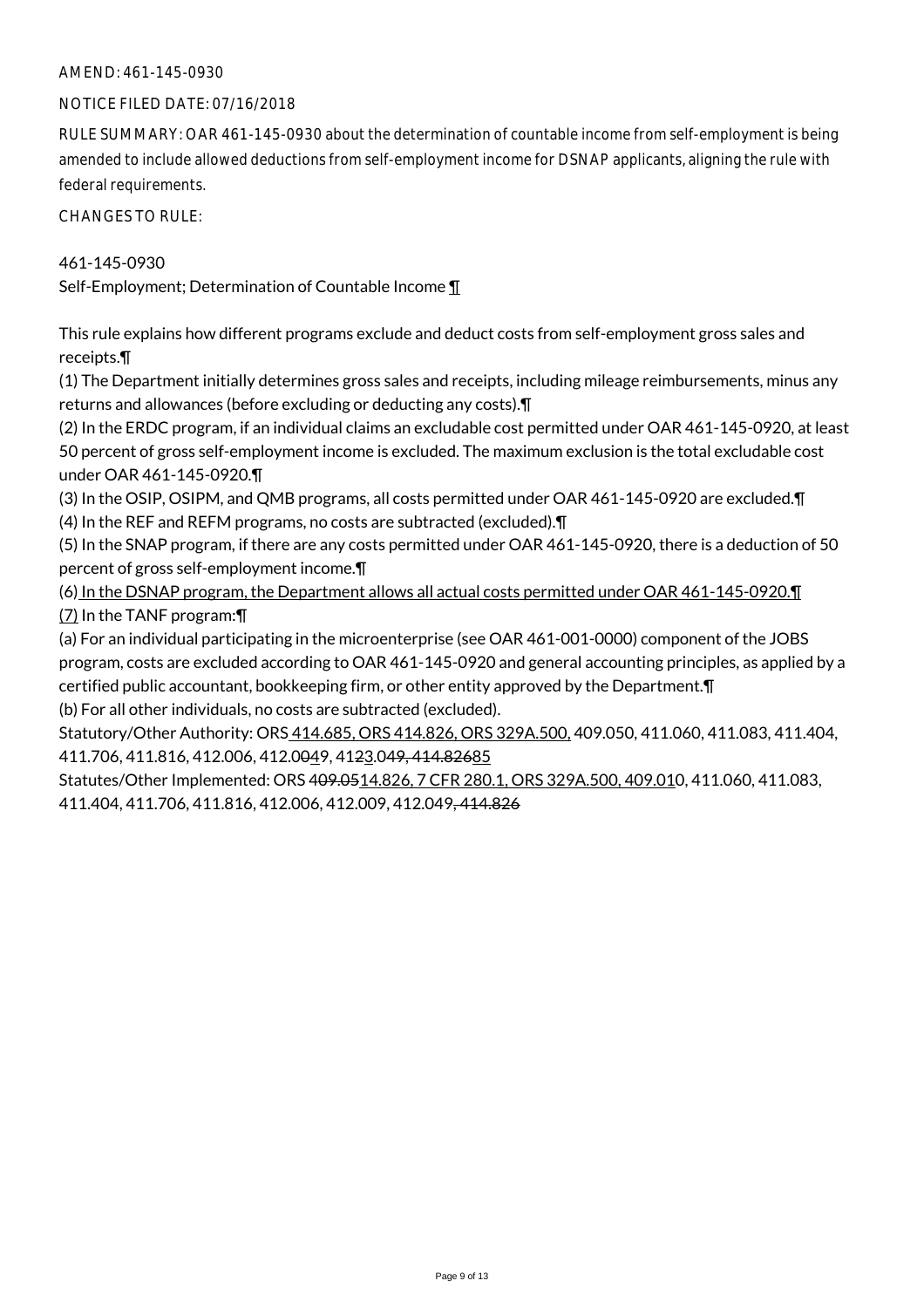AMEND: 461-145-0930

NOTICE FILED DATE: 07/16/2018

RULE SUMMARY: OAR 461-145-0930 about the determination of countable income from self-employment is being amended to include allowed deductions from self-employment income for DSNAP applicants, aligning the rule with federal requirements.

CHANGES TO RULE:

461-145-0930
Self-Employment; Determination of Countable Income ¶

This rule explains how different programs exclude and deduct costs from self-employment gross sales and receipts.¶
(1) The Department initially determines gross sales and receipts, including mileage reimbursements, minus any returns and allowances (before excluding or deducting any costs).¶
(2) In the ERDC program, if an individual claims an excludable cost permitted under OAR 461-145-0920, at least 50 percent of gross self-employment income is excluded. The maximum exclusion is the total excludable cost under OAR 461-145-0920.¶
(3) In the OSIP, OSIPM, and QMB programs, all costs permitted under OAR 461-145-0920 are excluded.¶
(4) In the REF and REFM programs, no costs are subtracted (excluded).¶
(5) In the SNAP program, if there are any costs permitted under OAR 461-145-0920, there is a deduction of 50 percent of gross self-employment income.¶
(6) In the DSNAP program, the Department allows all actual costs permitted under OAR 461-145-0920.¶
(7) In the TANF program:¶
(a) For an individual participating in the microenterprise (see OAR 461-001-0000) component of the JOBS program, costs are excluded according to OAR 461-145-0920 and general accounting principles, as applied by a certified public accountant, bookkeeping firm, or other entity approved by the Department.¶
(b) For all other individuals, no costs are subtracted (excluded).
Statutory/Other Authority: ORS 414.685, ORS 414.826, ORS 329A.500, 409.050, 411.060, 411.083, 411.404, 411.706, 411.816, 412.006, 412.0049, 4123.049, 414.82685
Statutes/Other Implemented: ORS 409.0514.826, 7 CFR 280.1, ORS 329A.500, 409.010, 411.060, 411.083, 411.404, 411.706, 411.816, 412.006, 412.009, 412.049, 414.826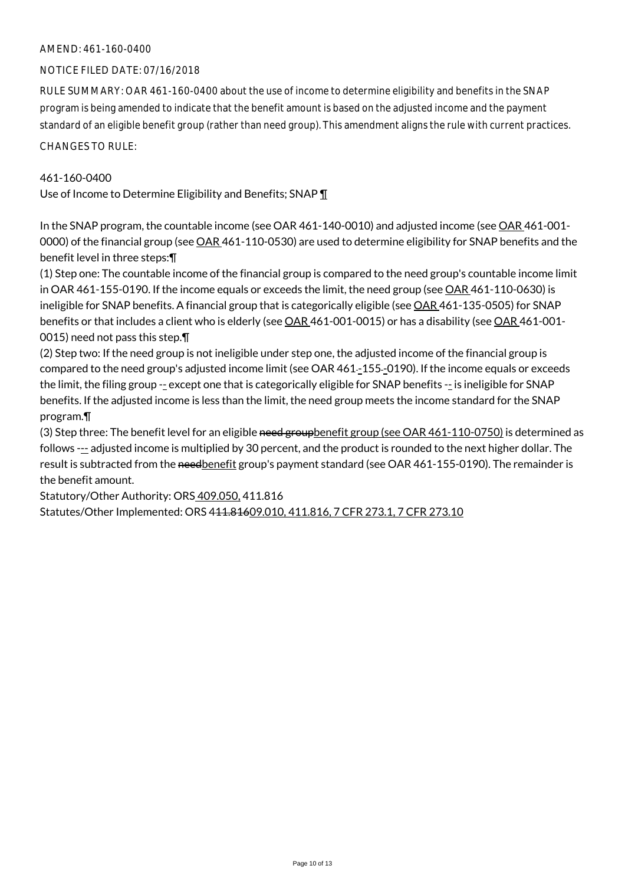AMEND: 461-160-0400

NOTICE FILED DATE: 07/16/2018

RULE SUMMARY: OAR 461-160-0400 about the use of income to determine eligibility and benefits in the SNAP program is being amended to indicate that the benefit amount is based on the adjusted income and the payment standard of an eligible benefit group (rather than need group). This amendment aligns the rule with current practices.

CHANGES TO RULE:

461-160-0400
Use of Income to Determine Eligibility and Benefits; SNAP ¶

In the SNAP program, the countable income (see OAR 461-140-0010) and adjusted income (see OAR 461-001-0000) of the financial group (see OAR 461-110-0530) are used to determine eligibility for SNAP benefits and the benefit level in three steps:¶
(1) Step one: The countable income of the financial group is compared to the need group's countable income limit in OAR 461-155-0190. If the income equals or exceeds the limit, the need group (see OAR 461-110-0630) is ineligible for SNAP benefits. A financial group that is categorically eligible (see OAR 461-135-0505) for SNAP benefits or that includes a client who is elderly (see OAR 461-001-0015) or has a disability (see OAR 461-001-0015) need not pass this step.¶
(2) Step two: If the need group is not ineligible under step one, the adjusted income of the financial group is compared to the need group's adjusted income limit (see OAR 461--155--0190). If the income equals or exceeds the limit, the filing group -- except one that is categorically eligible for SNAP benefits -- is ineligible for SNAP benefits. If the adjusted income is less than the limit, the need group meets the income standard for the SNAP program.¶
(3) Step three: The benefit level for an eligible ~~need group~~benefit group (see OAR 461-110-0750) is determined as follows --- adjusted income is multiplied by 30 percent, and the product is rounded to the next higher dollar. The result is subtracted from the ~~need~~benefit group's payment standard (see OAR 461-155-0190). The remainder is the benefit amount.
Statutory/Other Authority: ORS 409.050, 411.816
Statutes/Other Implemented: ORS 4~~11.816~~09.010, 411.816, 7 CFR 273.1, 7 CFR 273.10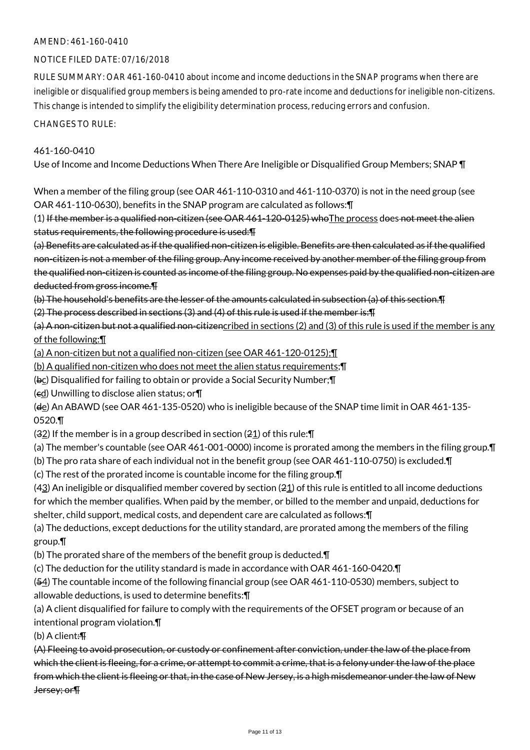AMEND: 461-160-0410

NOTICE FILED DATE: 07/16/2018

RULE SUMMARY: OAR 461-160-0410 about income and income deductions in the SNAP programs when there are ineligible or disqualified group members is being amended to pro-rate income and deductions for ineligible non-citizens. This change is intended to simplify the eligibility determination process, reducing errors and confusion.

CHANGES TO RULE:

461-160-0410

Use of Income and Income Deductions When There Are Ineligible or Disqualified Group Members; SNAP ¶

When a member of the filing group (see OAR 461-110-0310 and 461-110-0370) is not in the need group (see OAR 461-110-0630), benefits in the SNAP program are calculated as follows:¶

(1) ~~If the member is a qualified non-citizen (see OAR 461-120-0125) who~~The process does ~~not meet the alien status requirements, the following procedure is used:¶~~

~~(a) Benefits are calculated as if the qualified non-citizen is eligible. Benefits are then calculated as if the qualified non-citizen is not a member of the filing group. Any income received by another member of the filing group from the qualified non-citizen is counted as income of the filing group. No expenses paid by the qualified non-citizen are deducted from gross income.¶~~

~~(b) The household's benefits are the lesser of the amounts calculated in subsection (a) of this section.¶~~

~~(2) The process described in sections (3) and (4) of this rule is used if the member is:¶~~

~~(a) A non-citizen but not a qualified non-citizen~~cribed in sections (2) and (3) of this rule is used if the member is any of the following:¶

(a) A non-citizen but not a qualified non-citizen (see OAR 461-120-0125);¶

(b) A qualified non-citizen who does not meet the alien status requirements;¶

(~~b~~c) Disqualified for failing to obtain or provide a Social Security Number;¶

(~~c~~d) Unwilling to disclose alien status; or¶

(~~d~~e) An ABAWD (see OAR 461-135-0520) who is ineligible because of the SNAP time limit in OAR 461-135-0520.¶

(~~3~~2) If the member is in a group described in section (~~2~~1) of this rule:¶

(a) The member's countable (see OAR 461-001-0000) income is prorated among the members in the filing group.¶

(b) The pro rata share of each individual not in the benefit group (see OAR 461-110-0750) is excluded.¶

(c) The rest of the prorated income is countable income for the filing group.¶

(~~4~~3) An ineligible or disqualified member covered by section (~~2~~1) of this rule is entitled to all income deductions for which the member qualifies. When paid by the member, or billed to the member and unpaid, deductions for shelter, child support, medical costs, and dependent care are calculated as follows:¶

(a) The deductions, except deductions for the utility standard, are prorated among the members of the filing group.¶

(b) The prorated share of the members of the benefit group is deducted.¶

(c) The deduction for the utility standard is made in accordance with OAR 461-160-0420.¶

(~~5~~4) The countable income of the following financial group (see OAR 461-110-0530) members, subject to allowable deductions, is used to determine benefits:¶

(a) A client disqualified for failure to comply with the requirements of the OFSET program or because of an intentional program violation.¶

(b) A client~~:¶~~

~~(A) Fleeing to avoid prosecution, or custody or confinement after conviction, under the law of the place from which the client is fleeing, for a crime, or attempt to commit a crime, that is a felony under the law of the place from which the client is fleeing or that, in the case of New Jersey, is a high misdemeanor under the law of New Jersey; or¶~~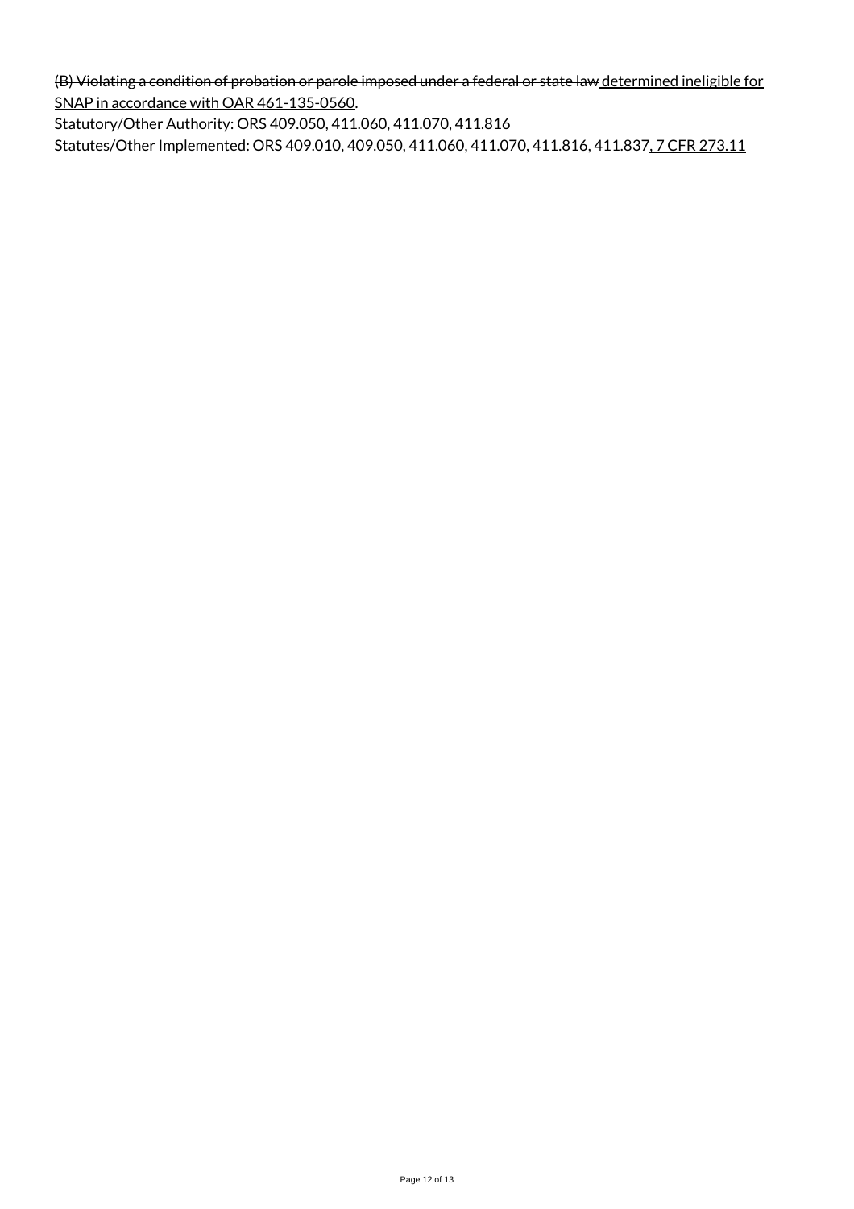~~(B) Violating a condition of probation or parole imposed under a federal or state law~~ <u>determined ineligible for SNAP in accordance with OAR 461-135-0560</u>.

Statutory/Other Authority: ORS 409.050, 411.060, 411.070, 411.816

Statutes/Other Implemented: ORS 409.010, 409.050, 411.060, 411.070, 411.816, 411.837<u>, 7 CFR 273.11</u>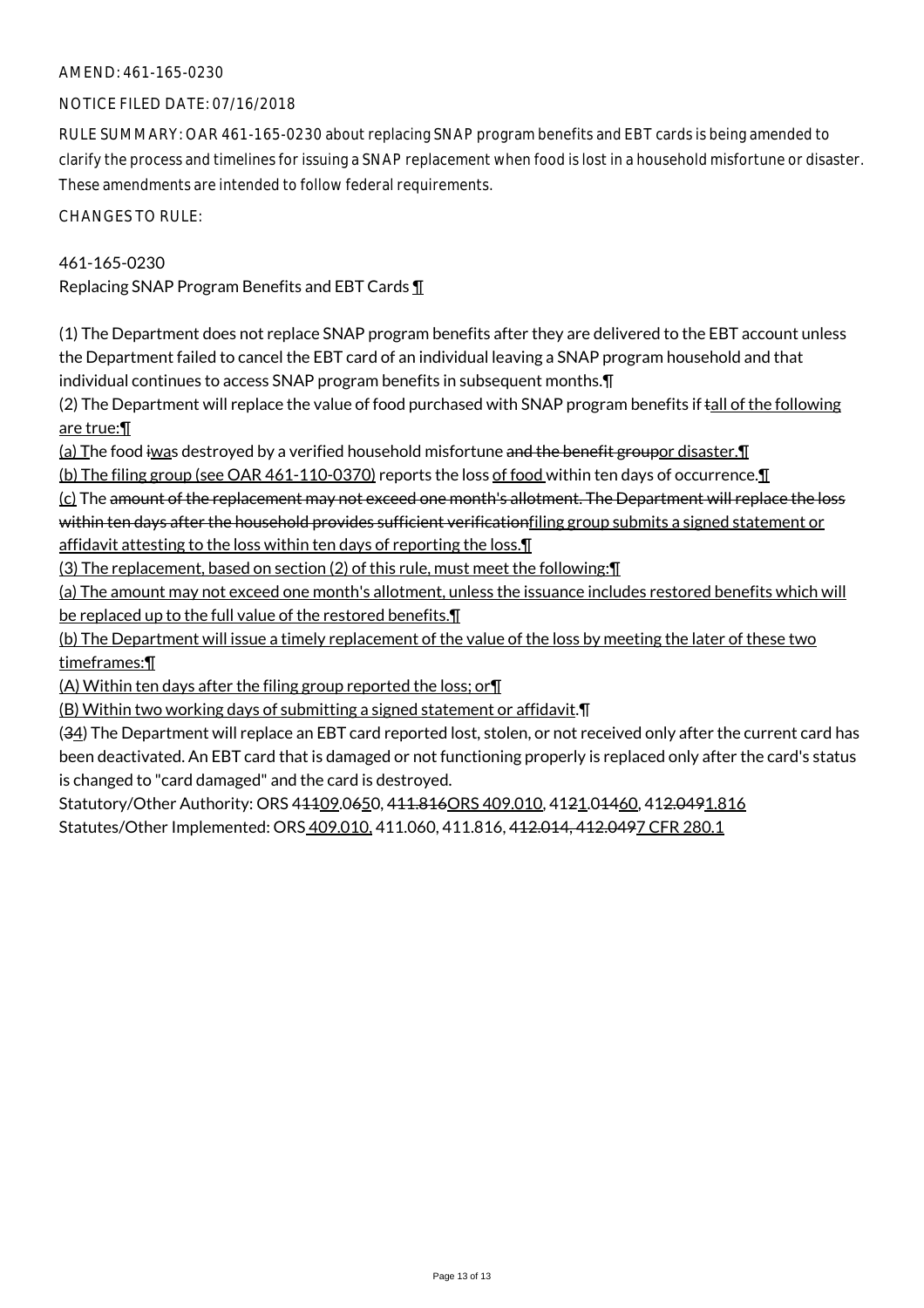AMEND: 461-165-0230

NOTICE FILED DATE: 07/16/2018

RULE SUMMARY: OAR 461-165-0230 about replacing SNAP program benefits and EBT cards is being amended to clarify the process and timelines for issuing a SNAP replacement when food is lost in a household misfortune or disaster. These amendments are intended to follow federal requirements.

CHANGES TO RULE:

461-165-0230
Replacing SNAP Program Benefits and EBT Cards ¶

(1) The Department does not replace SNAP program benefits after they are delivered to the EBT account unless the Department failed to cancel the EBT card of an individual leaving a SNAP program household and that individual continues to access SNAP program benefits in subsequent months.¶

(2) The Department will replace the value of food purchased with SNAP program benefits if tall of the following are true:¶

(a) The food iwas destroyed by a verified household misfortune and the benefit groupor disaster.¶

(b) The filing group (see OAR 461-110-0370) reports the loss of food within ten days of occurrence.¶

(c) The amount of the replacement may not exceed one month's allotment. The Department will replace the loss within ten days after the household provides sufficient verificationfiling group submits a signed statement or affidavit attesting to the loss within ten days of reporting the loss.¶

(3) The replacement, based on section (2) of this rule, must meet the following:¶

(a) The amount may not exceed one month's allotment, unless the issuance includes restored benefits which will be replaced up to the full value of the restored benefits.¶

(b) The Department will issue a timely replacement of the value of the loss by meeting the later of these two timeframes:¶

(A) Within ten days after the filing group reported the loss; or¶

(B) Within two working days of submitting a signed statement or affidavit.¶

(34) The Department will replace an EBT card reported lost, stolen, or not received only after the current card has been deactivated. An EBT card that is damaged or not functioning properly is replaced only after the card's status is changed to "card damaged" and the card is destroyed.

Statutory/Other Authority: ORS 41109.0650, 411.816ORS 409.010, 4121.01460, 412.0491.816

Statutes/Other Implemented: ORS 409.010, 411.060, 411.816, 412.014, 412.0497 CFR 280.1